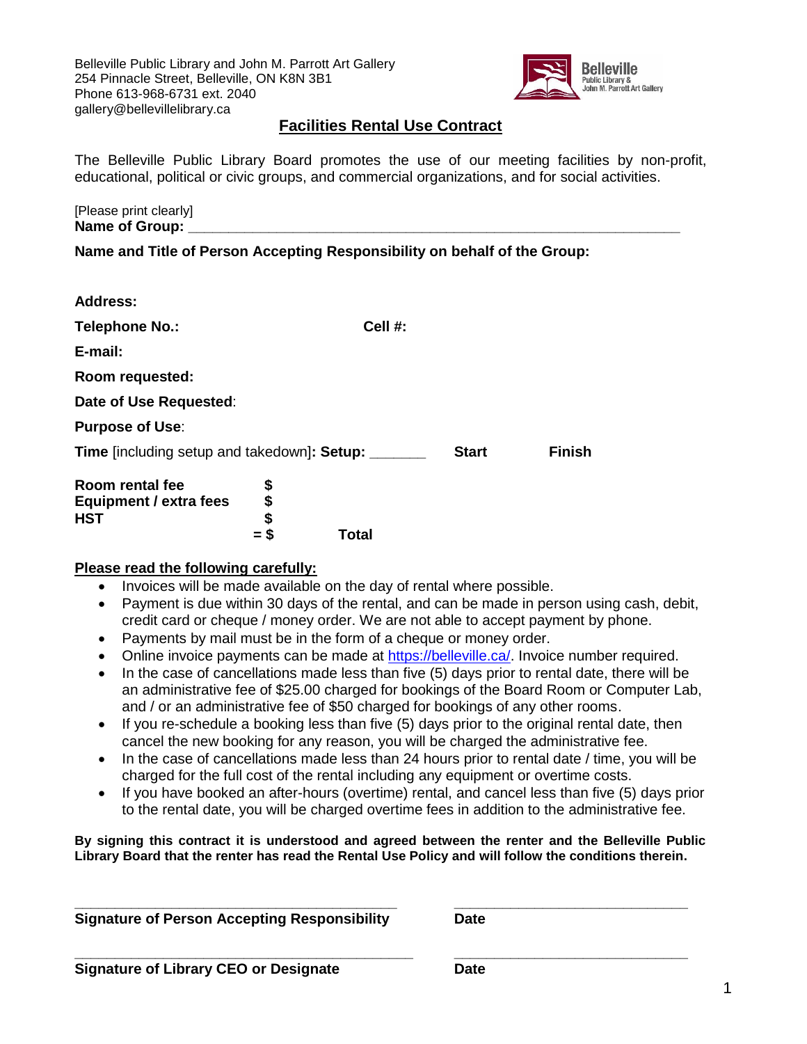Belleville Public Library and John M. Parrott Art Gallery
254 Pinnacle Street, Belleville, ON K8N 3B1
Phone 613-968-6731 ext. 2040
gallery@bellevillelibrary.ca

Belleville Public Library & John M. Parrott Art Gallery

## Facilities Rental Use Contract

The Belleville Public Library Board promotes the use of our meeting facilities by non-profit, educational, political or civic groups, and commercial organizations, and for social activities.

[Please print clearly]
**Name of Group:** ___________________________________________________________

**Name and Title of Person Accepting Responsibility on behalf of the Group:**

**Address:**

**Telephone No.:** **Cell #:**

**E-mail:**

**Room requested:**

**Date of Use Requested**:

**Purpose of Use**:

**Time** [including setup and takedown]**: Setup:** _______ **Start** **Finish**

| | |
|---|---|
| **Room rental fee** | **$** |
| **Equipment / extra fees** | **$** |
| **HST** | **$** |
| | **= $** **Total** |

**Please read the following carefully:**

- Invoices will be made available on the day of rental where possible.
- Payment is due within 30 days of the rental, and can be made in person using cash, debit, credit card or cheque / money order. We are not able to accept payment by phone.
- Payments by mail must be in the form of a cheque or money order.
- Online invoice payments can be made at https://belleville.ca/. Invoice number required.
- In the case of cancellations made less than five (5) days prior to rental date, there will be an administrative fee of $25.00 charged for bookings of the Board Room or Computer Lab, and / or an administrative fee of $50 charged for bookings of any other rooms.
- If you re-schedule a booking less than five (5) days prior to the original rental date, then cancel the new booking for any reason, you will be charged the administrative fee.
- In the case of cancellations made less than 24 hours prior to rental date / time, you will be charged for the full cost of the rental including any equipment or overtime costs.
- If you have booked an after-hours (overtime) rental, and cancel less than five (5) days prior to the rental date, you will be charged overtime fees in addition to the administrative fee.

**By signing this contract it is understood and agreed between the renter and the Belleville Public Library Board that the renter has read the Rental Use Policy and will follow the conditions therein.**

_______________________________________ _____________________________
**Signature of Person Accepting Responsibility** **Date**

_______________________________________ _____________________________
**Signature of Library CEO or Designate** **Date**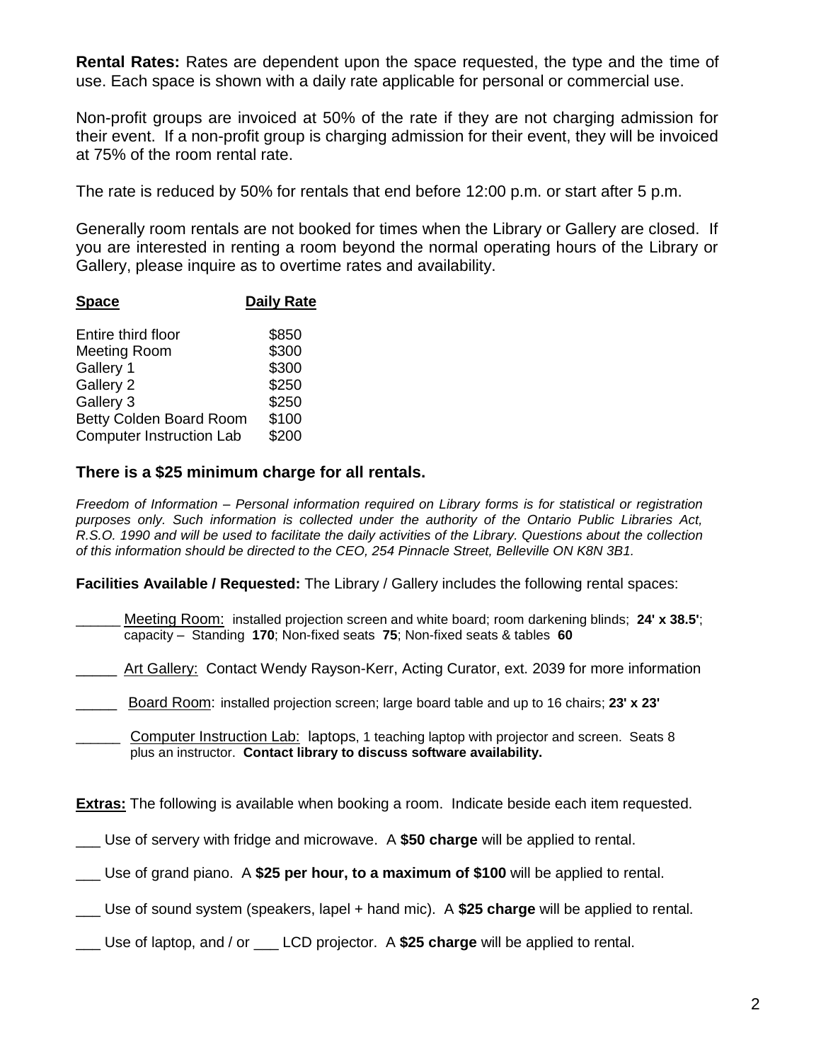**Rental Rates:** Rates are dependent upon the space requested, the type and the time of use. Each space is shown with a daily rate applicable for personal or commercial use.

Non-profit groups are invoiced at 50% of the rate if they are not charging admission for their event. If a non-profit group is charging admission for their event, they will be invoiced at 75% of the room rental rate.

The rate is reduced by 50% for rentals that end before 12:00 p.m. or start after 5 p.m.

Generally room rentals are not booked for times when the Library or Gallery are closed. If you are interested in renting a room beyond the normal operating hours of the Library or Gallery, please inquire as to overtime rates and availability.

| Space | Daily Rate |
|---|---|
| Entire third floor | $850 |
| Meeting Room | $300 |
| Gallery 1 | $300 |
| Gallery 2 | $250 |
| Gallery 3 | $250 |
| Betty Colden Board Room | $100 |
| Computer Instruction Lab | $200 |

### There is a $25 minimum charge for all rentals.

*Freedom of Information – Personal information required on Library forms is for statistical or registration purposes only. Such information is collected under the authority of the Ontario Public Libraries Act, R.S.O. 1990 and will be used to facilitate the daily activities of the Library. Questions about the collection of this information should be directed to the CEO, 254 Pinnacle Street, Belleville ON K8N 3B1.*

**Facilities Available / Requested:** The Library / Gallery includes the following rental spaces:

______ Meeting Room: installed projection screen and white board; room darkening blinds; **24' x 38.5'**; capacity – Standing **170**; Non-fixed seats **75**; Non-fixed seats & tables **60**

_____ Art Gallery: Contact Wendy Rayson-Kerr, Acting Curator, ext. 2039 for more information

_____ Board Room: installed projection screen; large board table and up to 16 chairs; **23' x 23'**

______ Computer Instruction Lab: laptops, 1 teaching laptop with projector and screen. Seats 8 plus an instructor. **Contact library to discuss software availability.**

**Extras:** The following is available when booking a room. Indicate beside each item requested.

___ Use of servery with fridge and microwave. A **$50 charge** will be applied to rental.

___ Use of grand piano. A **$25 per hour, to a maximum of $100** will be applied to rental.

___ Use of sound system (speakers, lapel + hand mic). A **$25 charge** will be applied to rental.

___ Use of laptop, and / or ___ LCD projector. A **$25 charge** will be applied to rental.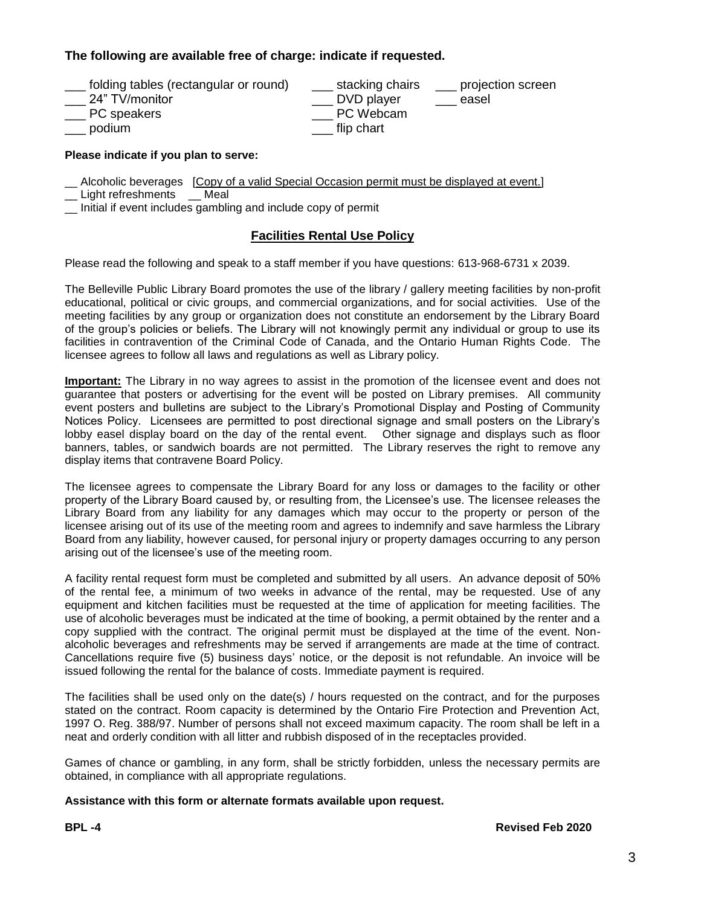**The following are available free of charge: indicate if requested.**

___ folding tables (rectangular or round) ___ stacking chairs ___ projection screen
___ 24" TV/monitor ___ DVD player ___ easel
___ PC speakers ___ PC Webcam
___ podium ___ flip chart

**Please indicate if you plan to serve:**

__ Alcoholic beverages [Copy of a valid Special Occasion permit must be displayed at event.]
__ Light refreshments __ Meal
__ Initial if event includes gambling and include copy of permit

## Facilities Rental Use Policy

Please read the following and speak to a staff member if you have questions: 613-968-6731 x 2039.

The Belleville Public Library Board promotes the use of the library / gallery meeting facilities by non-profit educational, political or civic groups, and commercial organizations, and for social activities. Use of the meeting facilities by any group or organization does not constitute an endorsement by the Library Board of the group's policies or beliefs. The Library will not knowingly permit any individual or group to use its facilities in contravention of the Criminal Code of Canada, and the Ontario Human Rights Code. The licensee agrees to follow all laws and regulations as well as Library policy.

**Important:** The Library in no way agrees to assist in the promotion of the licensee event and does not guarantee that posters or advertising for the event will be posted on Library premises. All community event posters and bulletins are subject to the Library's Promotional Display and Posting of Community Notices Policy. Licensees are permitted to post directional signage and small posters on the Library's lobby easel display board on the day of the rental event. Other signage and displays such as floor banners, tables, or sandwich boards are not permitted. The Library reserves the right to remove any display items that contravene Board Policy.

The licensee agrees to compensate the Library Board for any loss or damages to the facility or other property of the Library Board caused by, or resulting from, the Licensee's use. The licensee releases the Library Board from any liability for any damages which may occur to the property or person of the licensee arising out of its use of the meeting room and agrees to indemnify and save harmless the Library Board from any liability, however caused, for personal injury or property damages occurring to any person arising out of the licensee's use of the meeting room.

A facility rental request form must be completed and submitted by all users. An advance deposit of 50% of the rental fee, a minimum of two weeks in advance of the rental, may be requested. Use of any equipment and kitchen facilities must be requested at the time of application for meeting facilities. The use of alcoholic beverages must be indicated at the time of booking, a permit obtained by the renter and a copy supplied with the contract. The original permit must be displayed at the time of the event. Non-alcoholic beverages and refreshments may be served if arrangements are made at the time of contract. Cancellations require five (5) business days' notice, or the deposit is not refundable. An invoice will be issued following the rental for the balance of costs. Immediate payment is required.

The facilities shall be used only on the date(s) / hours requested on the contract, and for the purposes stated on the contract. Room capacity is determined by the Ontario Fire Protection and Prevention Act, 1997 O. Reg. 388/97. Number of persons shall not exceed maximum capacity. The room shall be left in a neat and orderly condition with all litter and rubbish disposed of in the receptacles provided.

Games of chance or gambling, in any form, shall be strictly forbidden, unless the necessary permits are obtained, in compliance with all appropriate regulations.

**Assistance with this form or alternate formats available upon request.**

**BPL -4** **Revised Feb 2020**